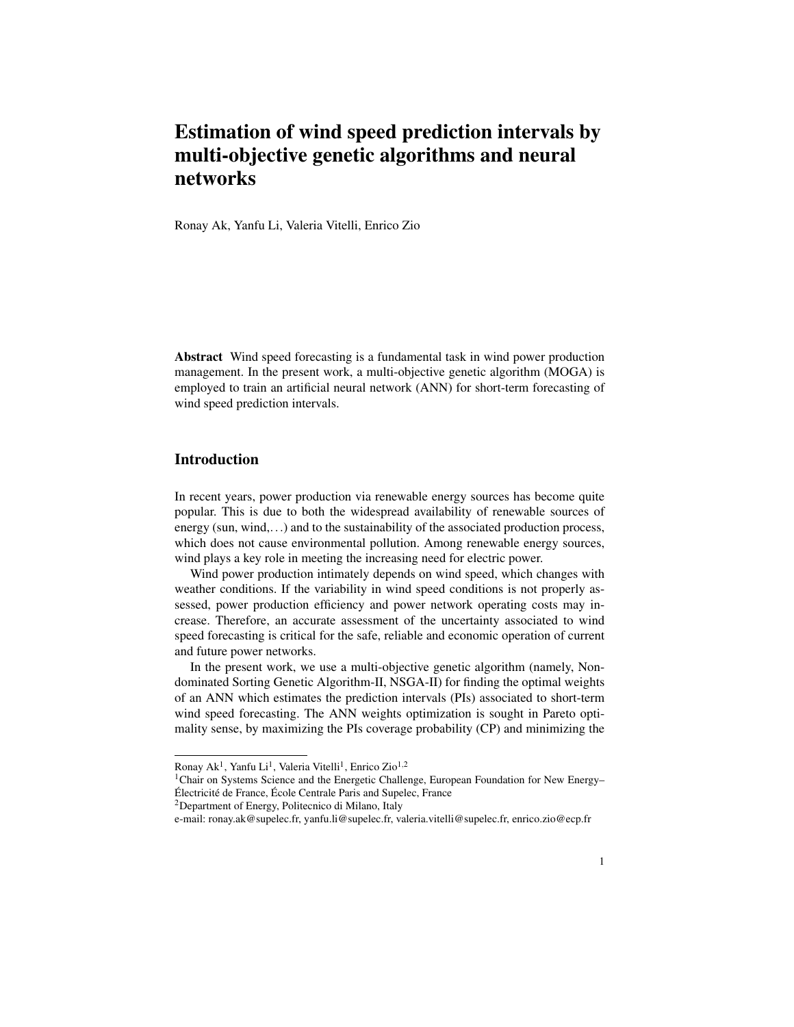# Estimation of wind speed prediction intervals by multi-objective genetic algorithms and neural networks

Ronay Ak, Yanfu Li, Valeria Vitelli, Enrico Zio

**Abstract** Wind speed forecasting is a fundamental task in wind power production management. In the present work, a multi-objective genetic algorithm (MOGA) is employed to train an artificial neural network (ANN) for short-term forecasting of wind speed prediction intervals.

## Introduction

In recent years, power production via renewable energy sources has become quite popular. This is due to both the widespread availability of renewable sources of energy (sun, wind,...) and to the sustainability of the associated production process, which does not cause environmental pollution. Among renewable energy sources, wind plays a key role in meeting the increasing need for electric power.

Wind power production intimately depends on wind speed, which changes with weather conditions. If the variability in wind speed conditions is not properly assessed, power production efficiency and power network operating costs may increase. Therefore, an accurate assessment of the uncertainty associated to wind speed forecasting is critical for the safe, reliable and economic operation of current and future power networks.

In the present work, we use a multi-objective genetic algorithm (namely, Non-dominated Sorting Genetic Algorithm-II, NSGA-II) for finding the optimal weights of an ANN which estimates the prediction intervals (PIs) associated to short-term wind speed forecasting. The ANN weights optimization is sought in Pareto optimality sense, by maximizing the PIs coverage probability (CP) and minimizing the

---

Ronay Ak[1], Yanfu Li[1], Valeria Vitelli[1], Enrico Zio[1,2]

[1]Chair on Systems Science and the Energetic Challenge, European Foundation for New Energy–Électricité de France, École Centrale Paris and Supelec, France

[2]Department of Energy, Politecnico di Milano, Italy

e-mail: ronay.ak@supelec.fr, yanfu.li@supelec.fr, valeria.vitelli@supelec.fr, enrico.zio@ecp.fr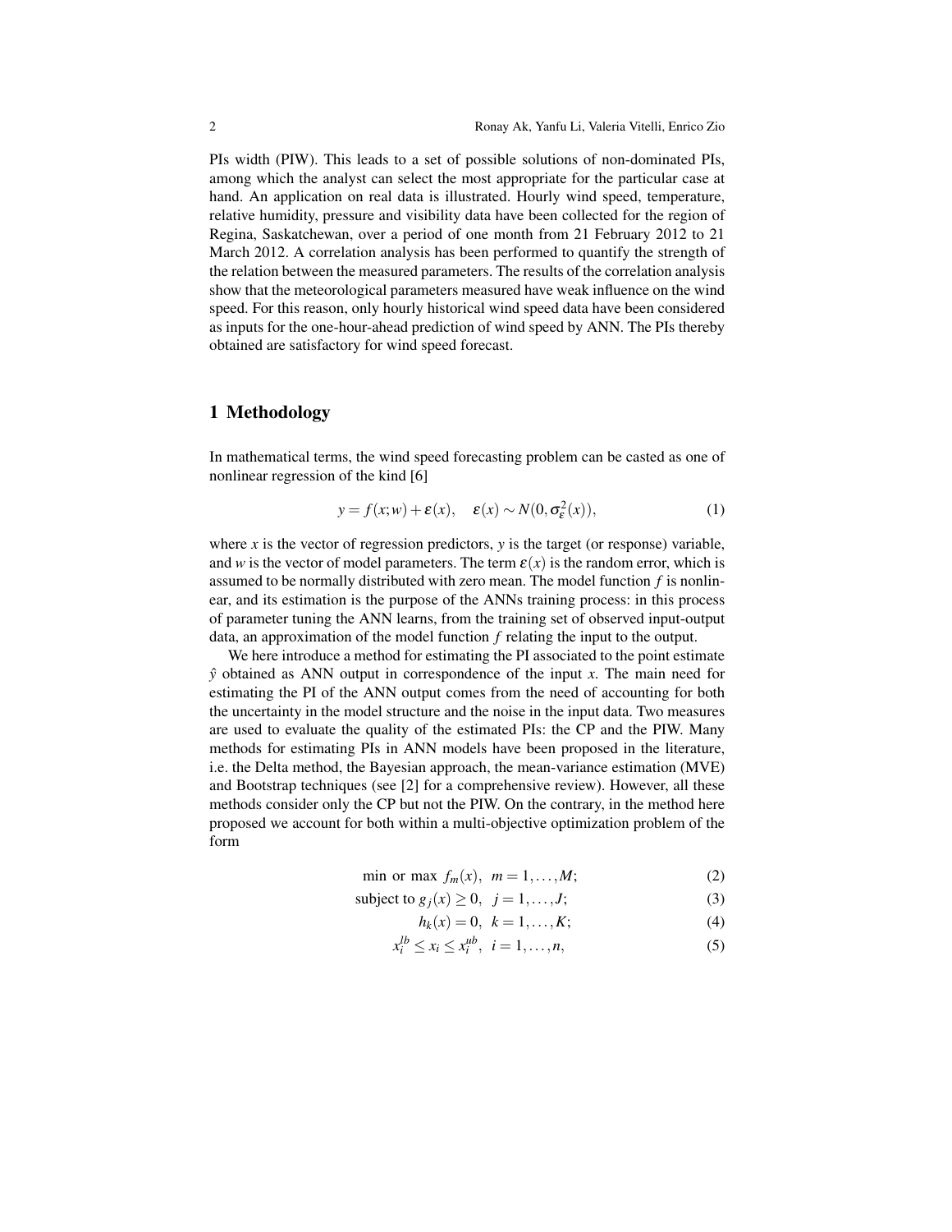PIs width (PIW). This leads to a set of possible solutions of non-dominated PIs, among which the analyst can select the most appropriate for the particular case at hand. An application on real data is illustrated. Hourly wind speed, temperature, relative humidity, pressure and visibility data have been collected for the region of Regina, Saskatchewan, over a period of one month from 21 February 2012 to 21 March 2012. A correlation analysis has been performed to quantify the strength of the relation between the measured parameters. The results of the correlation analysis show that the meteorological parameters measured have weak influence on the wind speed. For this reason, only hourly historical wind speed data have been considered as inputs for the one-hour-ahead prediction of wind speed by ANN. The PIs thereby obtained are satisfactory for wind speed forecast.

# 1 Methodology

In mathematical terms, the wind speed forecasting problem can be casted as one of nonlinear regression of the kind [6]

$$y = f(x;w) + \varepsilon(x), \quad \varepsilon(x) \sim N(0, \sigma_\varepsilon^2(x)), \tag{1}$$

where $x$ is the vector of regression predictors, $y$ is the target (or response) variable, and $w$ is the vector of model parameters. The term $\varepsilon(x)$ is the random error, which is assumed to be normally distributed with zero mean. The model function $f$ is nonlinear, and its estimation is the purpose of the ANNs training process: in this process of parameter tuning the ANN learns, from the training set of observed input-output data, an approximation of the model function $f$ relating the input to the output.

We here introduce a method for estimating the PI associated to the point estimate $\hat{y}$ obtained as ANN output in correspondence of the input $x$. The main need for estimating the PI of the ANN output comes from the need of accounting for both the uncertainty in the model structure and the noise in the input data. Two measures are used to evaluate the quality of the estimated PIs: the CP and the PIW. Many methods for estimating PIs in ANN models have been proposed in the literature, i.e. the Delta method, the Bayesian approach, the mean-variance estimation (MVE) and Bootstrap techniques (see [2] for a comprehensive review). However, all these methods consider only the CP but not the PIW. On the contrary, in the method here proposed we account for both within a multi-objective optimization problem of the form

$$\text{min or max } f_m(x), \quad m = 1, \ldots, M; \tag{2}$$

$$\text{subject to } g_j(x) \geq 0, \quad j = 1, \ldots, J; \tag{3}$$

$$h_k(x) = 0, \quad k = 1, \ldots, K; \tag{4}$$

$$x_i^{lb} \leq x_i \leq x_i^{ub}, \quad i = 1, \ldots, n, \tag{5}$$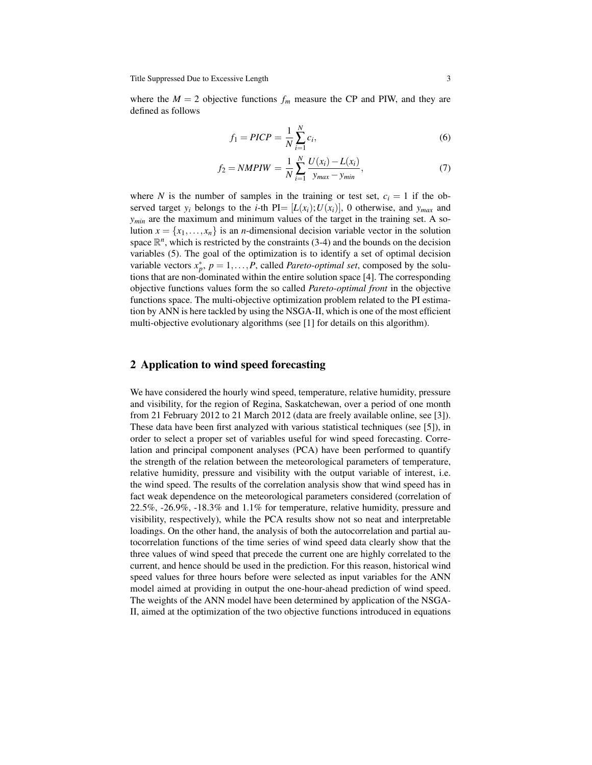where the $M = 2$ objective functions $f_m$ measure the CP and PIW, and they are defined as follows

$$f_1 = PICP = \frac{1}{N}\sum_{i=1}^{N} c_i, \tag{6}$$

$$f_2 = NMPIW = \frac{1}{N}\sum_{i=1}^{N} \frac{U(x_i) - L(x_i)}{y_{max} - y_{min}}, \tag{7}$$

where $N$ is the number of samples in the training or test set, $c_i = 1$ if the observed target $y_i$ belongs to the $i$-th PI= $[L(x_i);U(x_i)]$, 0 otherwise, and $y_{max}$ and $y_{min}$ are the maximum and minimum values of the target in the training set. A solution $x = \{x_1,\ldots,x_n\}$ is an $n$-dimensional decision variable vector in the solution space $\mathbb{R}^n$, which is restricted by the constraints (3-4) and the bounds on the decision variables (5). The goal of the optimization is to identify a set of optimal decision variable vectors $x_p^*$, $p = 1,\ldots,P$, called *Pareto-optimal set*, composed by the solutions that are non-dominated within the entire solution space [4]. The corresponding objective functions values form the so called *Pareto-optimal front* in the objective functions space. The multi-objective optimization problem related to the PI estimation by ANN is here tackled by using the NSGA-II, which is one of the most efficient multi-objective evolutionary algorithms (see [1] for details on this algorithm).

## 2 Application to wind speed forecasting

We have considered the hourly wind speed, temperature, relative humidity, pressure and visibility, for the region of Regina, Saskatchewan, over a period of one month from 21 February 2012 to 21 March 2012 (data are freely available online, see [3]). These data have been first analyzed with various statistical techniques (see [5]), in order to select a proper set of variables useful for wind speed forecasting. Correlation and principal component analyses (PCA) have been performed to quantify the strength of the relation between the meteorological parameters of temperature, relative humidity, pressure and visibility with the output variable of interest, i.e. the wind speed. The results of the correlation analysis show that wind speed has in fact weak dependence on the meteorological parameters considered (correlation of 22.5%, -26.9%, -18.3% and 1.1% for temperature, relative humidity, pressure and visibility, respectively), while the PCA results show not so neat and interpretable loadings. On the other hand, the analysis of both the autocorrelation and partial autocorrelation functions of the time series of wind speed data clearly show that the three values of wind speed that precede the current one are highly correlated to the current, and hence should be used in the prediction. For this reason, historical wind speed values for three hours before were selected as input variables for the ANN model aimed at providing in output the one-hour-ahead prediction of wind speed. The weights of the ANN model have been determined by application of the NSGA-II, aimed at the optimization of the two objective functions introduced in equations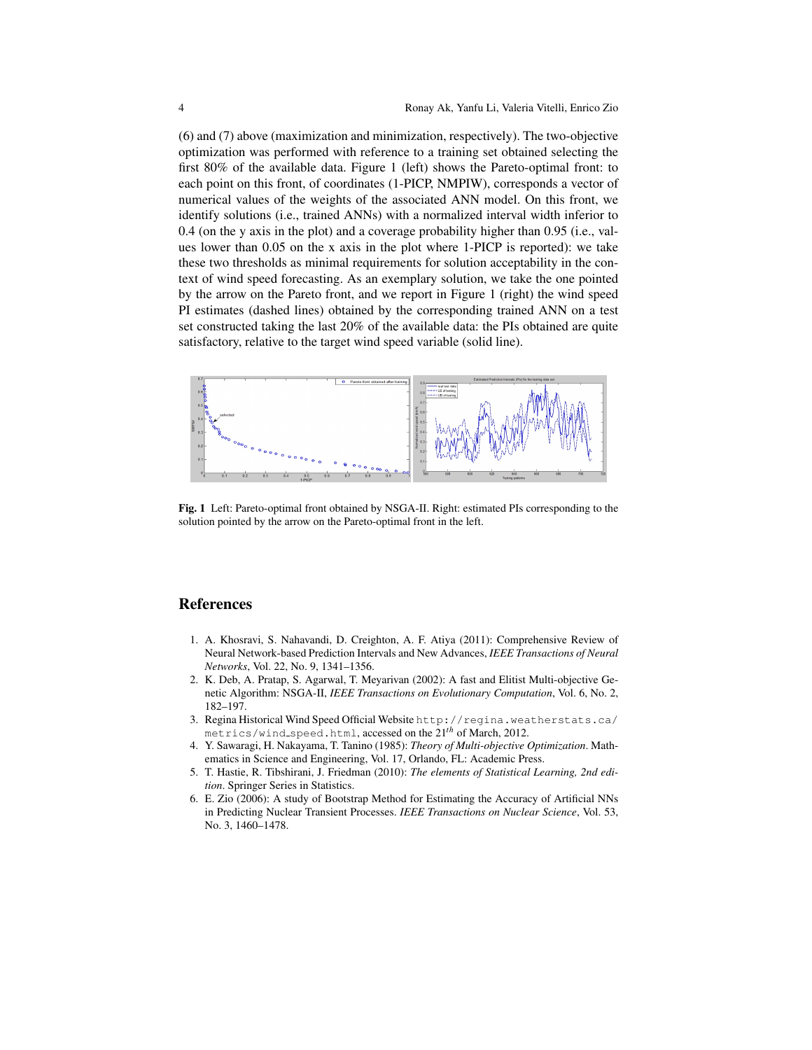(6) and (7) above (maximization and minimization, respectively). The two-objective optimization was performed with reference to a training set obtained selecting the first 80% of the available data. Figure 1 (left) shows the Pareto-optimal front: to each point on this front, of coordinates (1-PICP, NMPIW), corresponds a vector of numerical values of the weights of the associated ANN model. On this front, we identify solutions (i.e., trained ANNs) with a normalized interval width inferior to 0.4 (on the y axis in the plot) and a coverage probability higher than 0.95 (i.e., values lower than 0.05 on the x axis in the plot where 1-PICP is reported): we take these two thresholds as minimal requirements for solution acceptability in the context of wind speed forecasting. As an exemplary solution, we take the one pointed by the arrow on the Pareto front, and we report in Figure 1 (right) the wind speed PI estimates (dashed lines) obtained by the corresponding trained ANN on a test set constructed taking the last 20% of the available data: the PIs obtained are quite satisfactory, relative to the target wind speed variable (solid line).

Pareto front obtained after training
selected
NMPIW
1-PICP
0 0.1 0.2 0.3 0.4 0.5 0.6 0.7 0.8 0.9 1
0 0.1 0.2 0.3 0.4 0.5 0.6 0.7

Estimated Prediction Intervals (PIs) for the testing data set
real test data
LB of testing
UB of testing
Normalized wind speed [km/h]
Testing patterns
580 600 620 640 660 680 700 720
0 0.1 0.2 0.3 0.4 0.5 0.6 0.7 0.8 0.9

**Fig. 1** Left: Pareto-optimal front obtained by NSGA-II. Right: estimated PIs corresponding to the solution pointed by the arrow on the Pareto-optimal front in the left.

## References

1. A. Khosravi, S. Nahavandi, D. Creighton, A. F. Atiya (2011): Comprehensive Review of Neural Network-based Prediction Intervals and New Advances, *IEEE Transactions of Neural Networks*, Vol. 22, No. 9, 1341–1356.
2. K. Deb, A. Pratap, S. Agarwal, T. Meyarivan (2002): A fast and Elitist Multi-objective Genetic Algorithm: NSGA-II, *IEEE Transactions on Evolutionary Computation*, Vol. 6, No. 2, 182–197.
3. Regina Historical Wind Speed Official Website `http://regina.weatherstats.ca/metrics/wind_speed.html`, accessed on the 21$^{th}$ of March, 2012.
4. Y. Sawaragi, H. Nakayama, T. Tanino (1985): *Theory of Multi-objective Optimization*. Mathematics in Science and Engineering, Vol. 17, Orlando, FL: Academic Press.
5. T. Hastie, R. Tibshirani, J. Friedman (2010): *The elements of Statistical Learning, 2nd edition*. Springer Series in Statistics.
6. E. Zio (2006): A study of Bootstrap Method for Estimating the Accuracy of Artificial NNs in Predicting Nuclear Transient Processes. *IEEE Transactions on Nuclear Science*, Vol. 53, No. 3, 1460–1478.